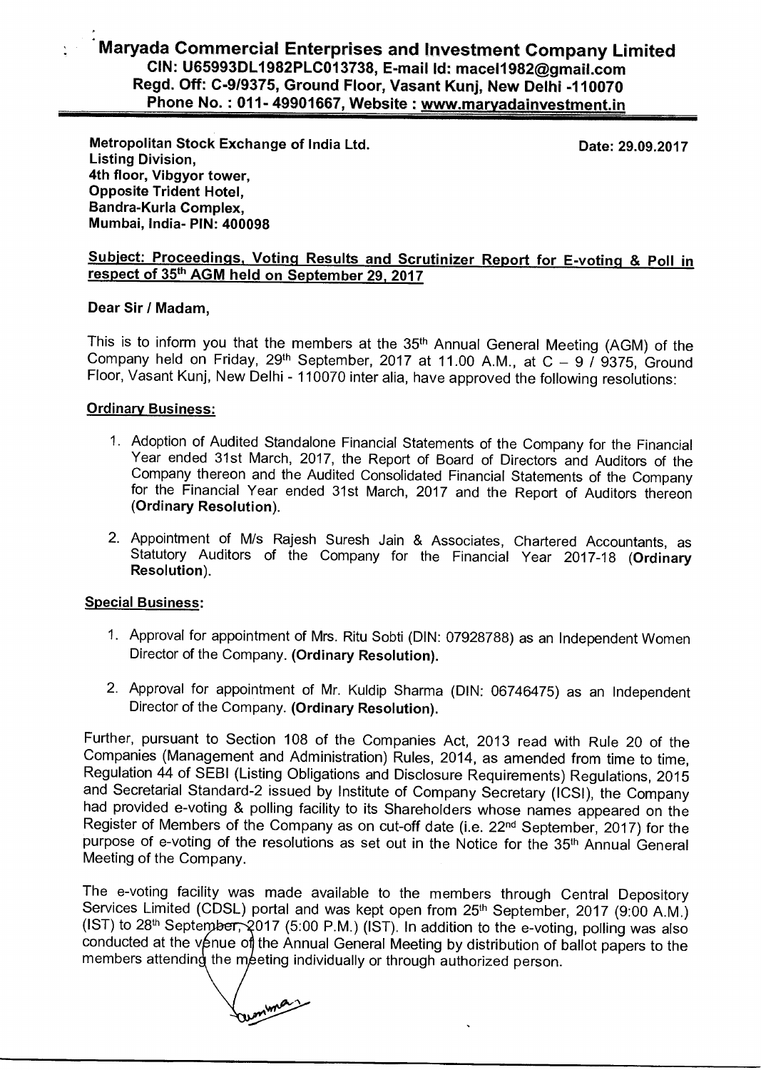# Maryada Commercial Enterprises and Investment Company Limited

**CIN: U65993DL1982PLC013738, E-mail Id: macel1982@gmail.com**
**Regd. Off: C-9/9375, Ground Floor, Vasant Kunj, New Delhi -110070**
**Phone No. : 011- 49901667, Website : www.maryadainvestment.in**

**Metropolitan Stock Exchange of India Ltd.**
**Listing Division,**
**4th floor, Vibgyor tower,**
**Opposite Trident Hotel,**
**Bandra-Kurla Complex,**
**Mumbai, India- PIN: 400098**

**Date: 29.09.2017**

**Subject: Proceedings, Voting Results and Scrutinizer Report for E-voting & Poll in respect of 35th AGM held on September 29, 2017**

**Dear Sir / Madam,**

This is to inform you that the members at the 35th Annual General Meeting (AGM) of the Company held on Friday, 29th September, 2017 at 11.00 A.M., at C – 9 / 9375, Ground Floor, Vasant Kunj, New Delhi - 110070 inter alia, have approved the following resolutions:

**Ordinary Business:**

1. Adoption of Audited Standalone Financial Statements of the Company for the Financial Year ended 31st March, 2017, the Report of Board of Directors and Auditors of the Company thereon and the Audited Consolidated Financial Statements of the Company for the Financial Year ended 31st March, 2017 and the Report of Auditors thereon **(Ordinary Resolution)**.

2. Appointment of M/s Rajesh Suresh Jain & Associates, Chartered Accountants, as Statutory Auditors of the Company for the Financial Year 2017-18 (**Ordinary Resolution**).

**Special Business:**

1. Approval for appointment of Mrs. Ritu Sobti (DIN: 07928788) as an Independent Women Director of the Company. **(Ordinary Resolution).**

2. Approval for appointment of Mr. Kuldip Sharma (DIN: 06746475) as an Independent Director of the Company. **(Ordinary Resolution).**

Further, pursuant to Section 108 of the Companies Act, 2013 read with Rule 20 of the Companies (Management and Administration) Rules, 2014, as amended from time to time, Regulation 44 of SEBI (Listing Obligations and Disclosure Requirements) Regulations, 2015 and Secretarial Standard-2 issued by Institute of Company Secretary (ICSI), the Company had provided e-voting & polling facility to its Shareholders whose names appeared on the Register of Members of the Company as on cut-off date (i.e. 22nd September, 2017) for the purpose of e-voting of the resolutions as set out in the Notice for the 35th Annual General Meeting of the Company.

The e-voting facility was made available to the members through Central Depository Services Limited (CDSL) portal and was kept open from 25th September, 2017 (9:00 A.M.) (IST) to 28th September, 2017 (5:00 P.M.) (IST). In addition to the e-voting, polling was also conducted at the venue of the Annual General Meeting by distribution of ballot papers to the members attending the meeting individually or through authorized person.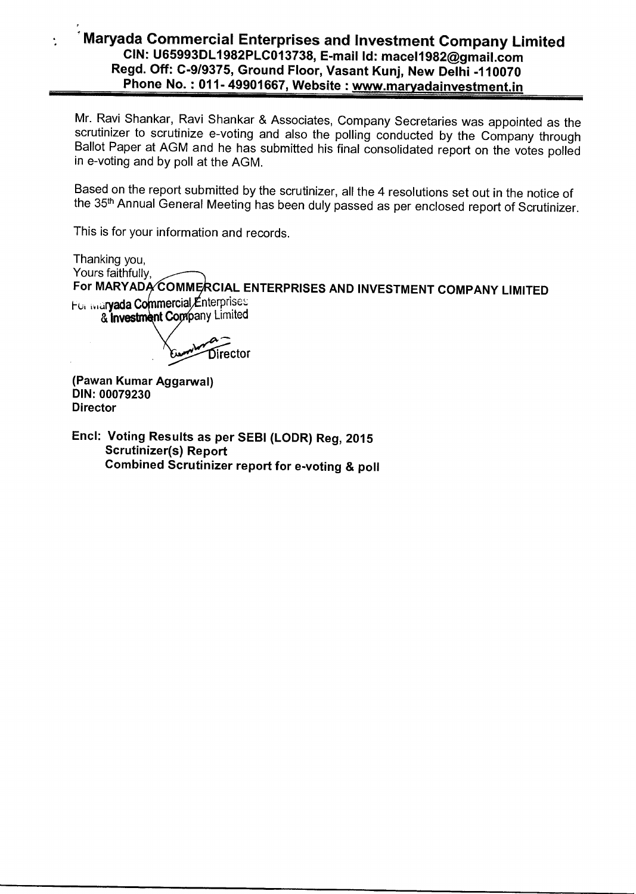# Maryada Commercial Enterprises and Investment Company Limited

**CIN: U65993DL1982PLC013738, E-mail Id: macel1982@gmail.com**
**Regd. Off: C-9/9375, Ground Floor, Vasant Kunj, New Delhi -110070**
**Phone No. : 011- 49901667, Website : www.maryadainvestment.in**

---

Mr. Ravi Shankar, Ravi Shankar & Associates, Company Secretaries was appointed as the scrutinizer to scrutinize e-voting and also the polling conducted by the Company through Ballot Paper at AGM and he has submitted his final consolidated report on the votes polled in e-voting and by poll at the AGM.

Based on the report submitted by the scrutinizer, all the 4 resolutions set out in the notice of the 35th Annual General Meeting has been duly passed as per enclosed report of Scrutinizer.

This is for your information and records.

Thanking you,
Yours faithfully,
**For MARYADA COMMERCIAL ENTERPRISES AND INVESTMENT COMPANY LIMITED**

For Maryada Commercial Enterprises & Investment Company Limited

Director

**(Pawan Kumar Aggarwal)**
**DIN: 00079230**
**Director**

**Encl: Voting Results as per SEBI (LODR) Reg, 2015**
**Scrutinizer(s) Report**
**Combined Scrutinizer report for e-voting & poll**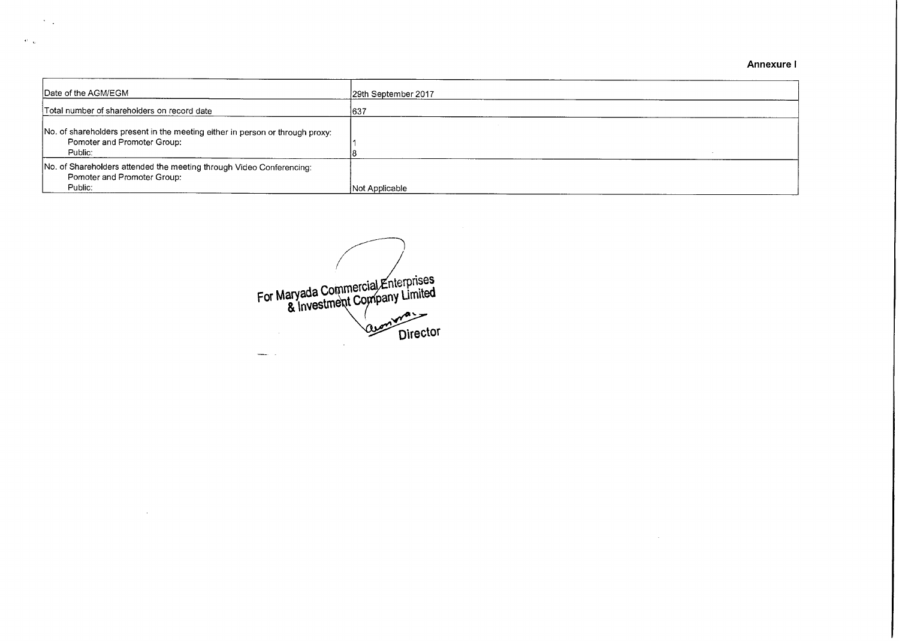**Annexure I**

| | |
|---|---|
| Date of the AGM/EGM | 29th September 2017 |
| Total number of shareholders on record date | 637 |
| No. of shareholders present in the meeting either in person or through proxy:<br>Pomoter and Promoter Group:<br>Public: | <br>1<br>8 |
| No. of Shareholders attended the meeting through Video Conferencing:<br>Pomoter and Promoter Group:<br>Public: | Not Applicable |

For Maryada Commercial Enterprises & Investment Company Limited

Director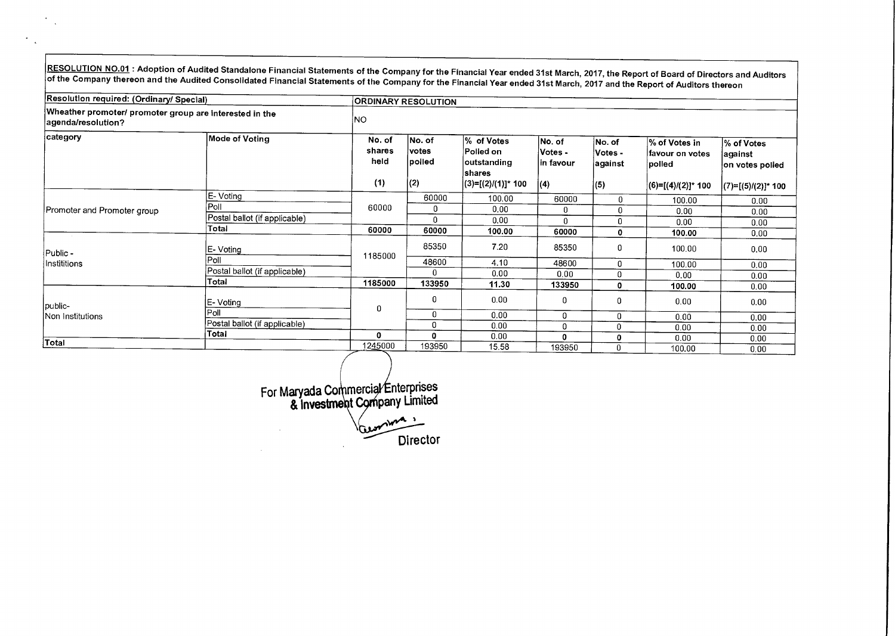**RESOLUTION NO.01 : Adoption of Audited Standalone Financial Statements of the Company for the Financial Year ended 31st March, 2017, the Report of Board of Directors and Auditors of the Company thereon and the Audited Consolidated Financial Statements of the Company for the Financial Year ended 31st March, 2017 and the Report of Auditors thereon**

| Resolution required: (Ordinary/ Special) | | ORDINARY RESOLUTION | | | | | | |
|---|---|---|---|---|---|---|---|---|
| Wheather promoter/ promoter group are interested in the agenda/resolution? | | NO | | | | | | |
| category | Mode of Voting | No. of shares held (1) | No. of votes polled (2) | % of Votes Polled on outstanding shares (3)=[(2)/(1)]* 100 | No. of Votes - in favour (4) | No. of Votes - against (5) | % of Votes in favour on votes polled (6)=[(4)/(2)]* 100 | % of Votes against on votes polled (7)=[(5)/(2)]* 100 |
| Promoter and Promoter group | E- Voting | 60000 | 60000 | 100.00 | 60000 | 0 | 100.00 | 0.00 |
| | Poll | | 0 | 0.00 | 0 | 0 | 0.00 | 0.00 |
| | Postal ballot (if applicable) | | 0 | 0.00 | 0 | 0 | 0.00 | 0.00 |
| | **Total** | **60000** | **60000** | **100.00** | **60000** | **0** | **100.00** | 0.00 |
| Public - Institutions | E- Voting | 1185000 | 85350 | 7.20 | 85350 | 0 | 100.00 | 0.00 |
| | Poll | | 48600 | 4.10 | 48600 | 0 | 100.00 | 0.00 |
| | Postal ballot (if applicable) | | 0 | 0.00 | 0.00 | 0 | 0.00 | 0.00 |
| | **Total** | **1185000** | **133950** | **11.30** | **133950** | **0** | **100.00** | 0.00 |
| public- Non Institutions | E- Voting | 0 | 0 | 0.00 | 0 | 0 | 0.00 | 0.00 |
| | Poll | | 0 | 0.00 | 0 | 0 | 0.00 | 0.00 |
| | Postal ballot (if applicable) | | 0 | 0.00 | 0 | 0 | 0.00 | 0.00 |
| | **Total** | **0** | **0** | 0.00 | **0** | **0** | 0.00 | 0.00 |
| **Total** | | 1245000 | 193950 | 15.58 | 193950 | 0 | 100.00 | 0.00 |

For Maryada Commercial Enterprises & Investment Company Limited

Director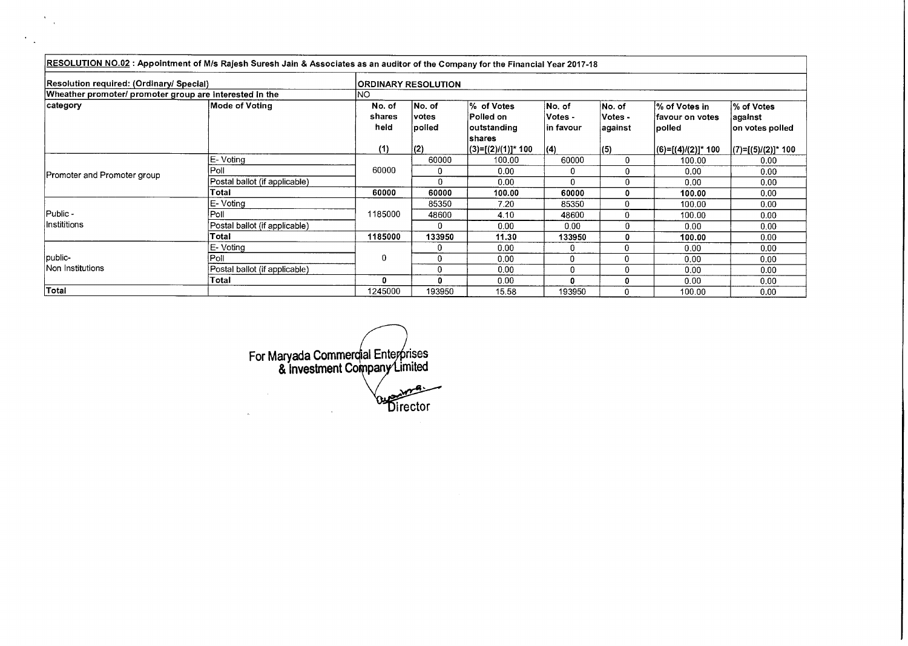| RESOLUTION NO.02 : Appointment of M/s Rajesh Suresh Jain & Associates as an auditor of the Company for the Financial Year 2017-18 | | | | | | | | |
|---|---|---|---|---|---|---|---|---|
| Resolution required: (Ordinary/ Special) | | ORDINARY RESOLUTION | | | | | | |
| Wheather promoter/ promoter group are interested in the | | NO | | | | | | |
| category | Mode of Voting | No. of shares held (1) | No. of votes polled (2) | % of Votes Polled on outstanding shares (3)=[(2)/(1)]* 100 | No. of Votes - in favour (4) | No. of Votes - against (5) | % of Votes in favour on votes polled (6)=[(4)/(2)]* 100 | % of Votes against on votes polled (7)=[(5)/(2)]* 100 |
| Promoter and Promoter group | E- Voting | 60000 | 60000 | 100.00 | 60000 | 0 | 100.00 | 0.00 |
| | Poll | | 0 | 0.00 | 0 | 0 | 0.00 | 0.00 |
| | Postal ballot (if applicable) | | 0 | 0.00 | 0 | 0 | 0.00 | 0.00 |
| | **Total** | **60000** | **60000** | **100.00** | **60000** | **0** | **100.00** | 0.00 |
| Public - Instititions | E- Voting | 1185000 | 85350 | 7.20 | 85350 | 0 | 100.00 | 0.00 |
| | Poll | | 48600 | 4.10 | 48600 | 0 | 100.00 | 0.00 |
| | Postal ballot (if applicable) | | 0 | 0.00 | 0.00 | 0 | 0.00 | 0.00 |
| | **Total** | **1185000** | **133950** | **11.30** | **133950** | **0** | **100.00** | 0.00 |
| public- Non Institutions | E- Voting | 0 | 0 | 0.00 | 0 | 0 | 0.00 | 0.00 |
| | Poll | | 0 | 0.00 | 0 | 0 | 0.00 | 0.00 |
| | Postal ballot (if applicable) | | 0 | 0.00 | 0 | 0 | 0.00 | 0.00 |
| | **Total** | **0** | **0** | 0.00 | **0** | **0** | 0.00 | 0.00 |
| **Total** | | 1245000 | 193950 | 15.58 | 193950 | 0 | 100.00 | 0.00 |

For Maryada Commercial Enterprises & Investment Company Limited

Director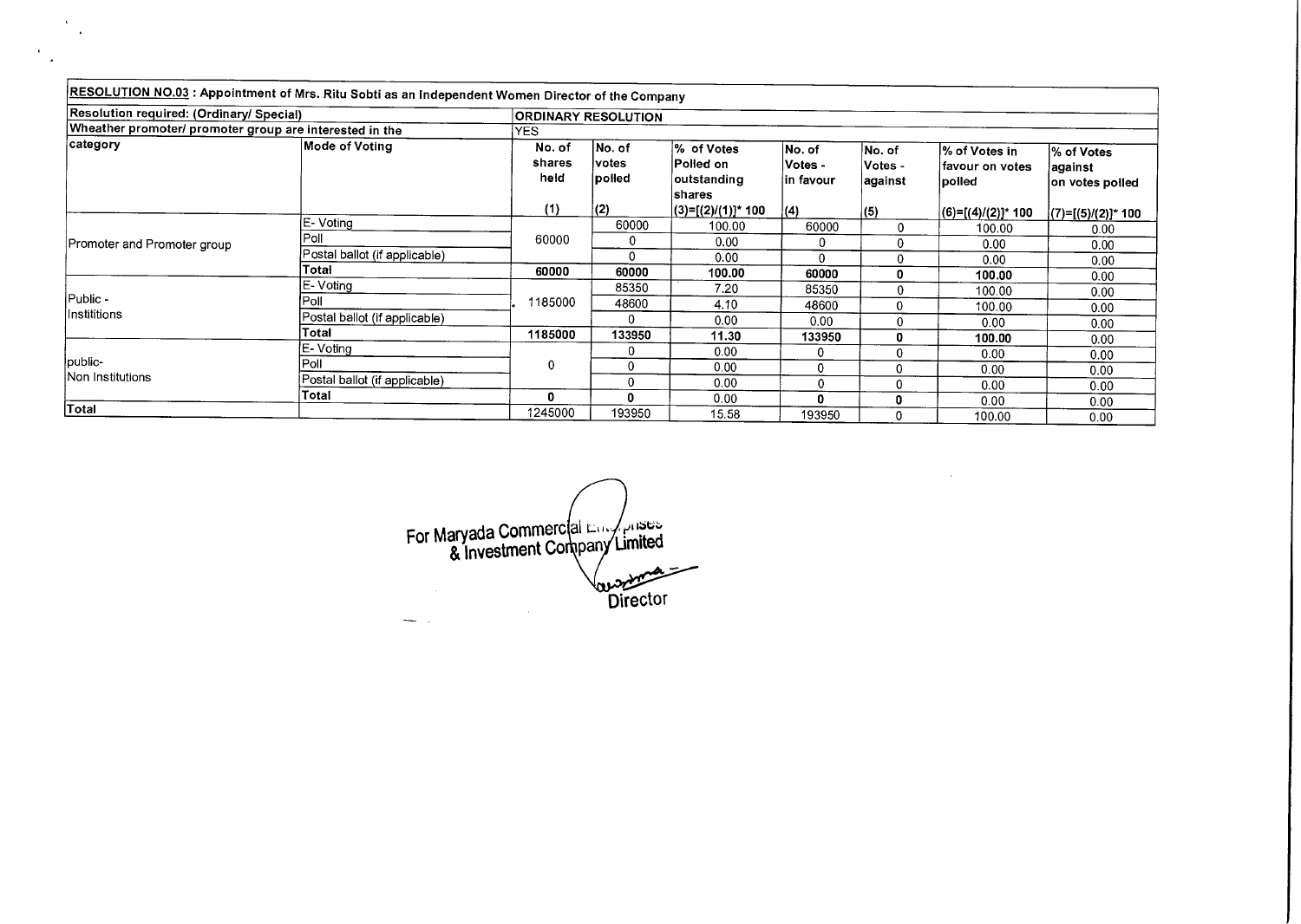| **RESOLUTION NO.03 : Appointment of Mrs. Ritu Sobti as an Independent Women Director of the Company** | | | | | | | | |
|---|---|---|---|---|---|---|---|---|
| **Resolution required: (Ordinary/ Special)** | | **ORDINARY RESOLUTION** | | | | | | |
| **Wheather promoter/ promoter group are interested in the** | | YES | | | | | | |
| **category** | **Mode of Voting** | **No. of shares held (1)** | **No. of votes polled (2)** | **% of Votes Polled on outstanding shares (3)=[(2)/(1)]* 100** | **No. of Votes - in favour (4)** | **No. of Votes - against (5)** | **% of Votes in favour on votes polled (6)=[(4)/(2)]* 100** | **% of Votes against on votes polled (7)=[(5)/(2)]* 100** |
| Promoter and Promoter group | E- Voting | 60000 | 60000 | 100.00 | 60000 | 0 | 100.00 | 0.00 |
| | Poll | | 0 | 0.00 | 0 | 0 | 0.00 | 0.00 |
| | Postal ballot (if applicable) | | 0 | 0.00 | 0 | 0 | 0.00 | 0.00 |
| | **Total** | **60000** | **60000** | **100.00** | **60000** | **0** | **100.00** | 0.00 |
| Public - Instititions | E- Voting | 1185000 | 85350 | 7.20 | 85350 | 0 | 100.00 | 0.00 |
| | Poll | | 48600 | 4.10 | 48600 | 0 | 100.00 | 0.00 |
| | Postal ballot (if applicable) | | 0 | 0.00 | 0.00 | 0 | 0.00 | 0.00 |
| | **Total** | **1185000** | **133950** | **11.30** | **133950** | **0** | **100.00** | 0.00 |
| public- Non Institutions | E- Voting | 0 | 0 | 0.00 | 0 | 0 | 0.00 | 0.00 |
| | Poll | | 0 | 0.00 | 0 | 0 | 0.00 | 0.00 |
| | Postal ballot (if applicable) | | 0 | 0.00 | 0 | 0 | 0.00 | 0.00 |
| | **Total** | **0** | **0** | 0.00 | **0** | **0** | 0.00 | 0.00 |
| **Total** | | 1245000 | 193950 | 15.58 | 193950 | 0 | 100.00 | 0.00 |

For Maryada Commercial Enterprises & Investment Company Limited

Director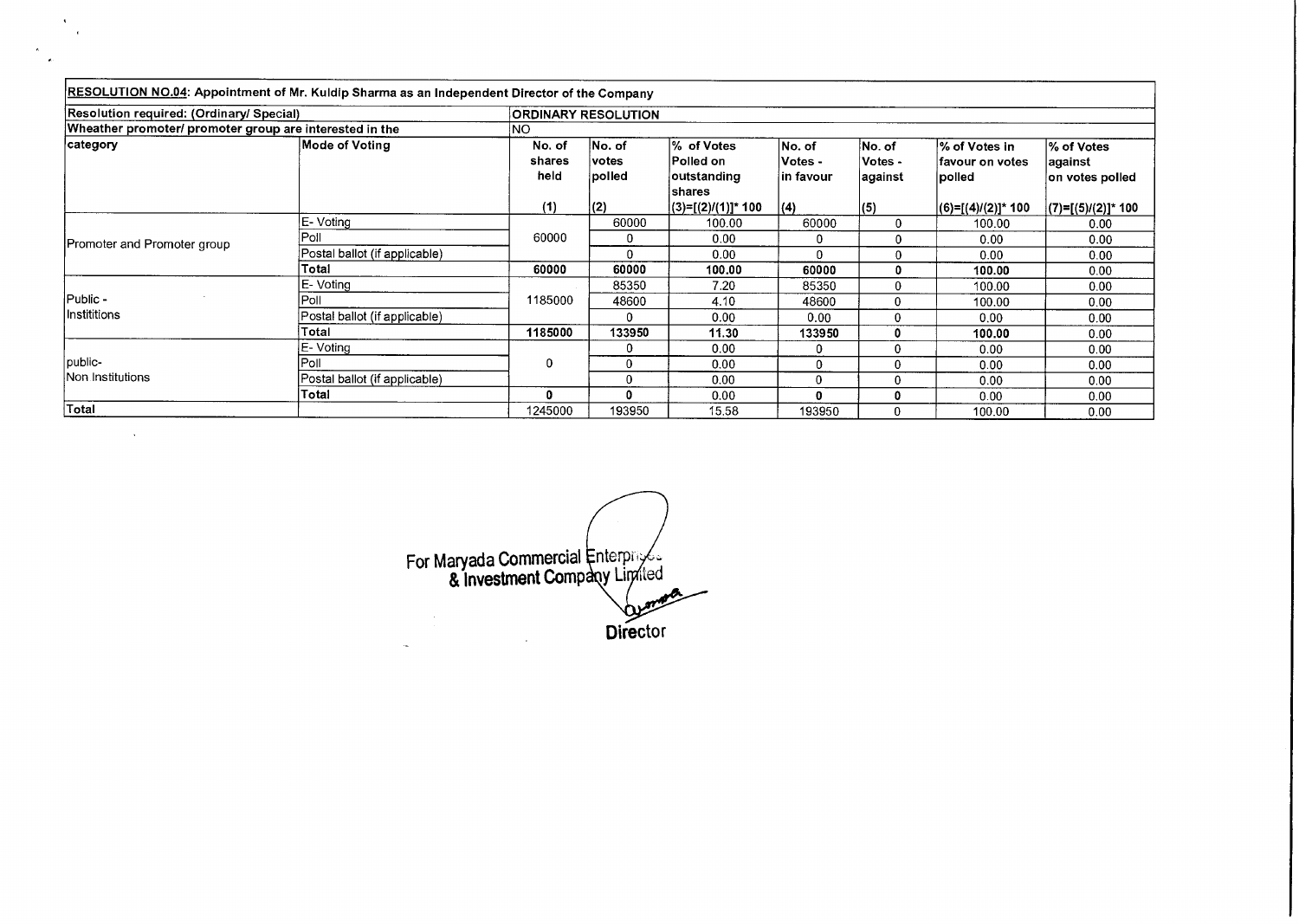| **RESOLUTION NO.04: Appointment of Mr. Kuldip Sharma as an Independent Director of the Company** | | | | | | | | |
|---|---|---|---|---|---|---|---|---|
| **Resolution required: (Ordinary/ Special)** | | **ORDINARY RESOLUTION** | | | | | | |
| **Wheather promoter/ promoter group are interested in the** | | NO | | | | | | |
| **category** | **Mode of Voting** | No. of shares held (1) | No. of votes polled (2) | % of Votes Polled on outstanding shares (3)=[(2)/(1)]* 100 | No. of Votes - in favour (4) | No. of Votes - against (5) | % of Votes in favour on votes polled (6)=[(4)/(2)]* 100 | % of Votes against on votes polled (7)=[(5)/(2)]* 100 |
| Promoter and Promoter group | E- Voting | 60000 | 60000 | 100.00 | 60000 | 0 | 100.00 | 0.00 |
| | Poll | | 0 | 0.00 | 0 | 0 | 0.00 | 0.00 |
| | Postal ballot (if applicable) | | 0 | 0.00 | 0 | 0 | 0.00 | 0.00 |
| | **Total** | **60000** | **60000** | **100.00** | **60000** | **0** | **100.00** | 0.00 |
| Public - Instititions | E- Voting | 1185000 | 85350 | 7.20 | 85350 | 0 | 100.00 | 0.00 |
| | Poll | | 48600 | 4.10 | 48600 | 0 | 100.00 | 0.00 |
| | Postal ballot (if applicable) | | 0 | 0.00 | 0.00 | 0 | 0.00 | 0.00 |
| | **Total** | **1185000** | **133950** | **11.30** | **133950** | **0** | **100.00** | 0.00 |
| public- Non Institutions | E- Voting | 0 | 0 | 0.00 | 0 | 0 | 0.00 | 0.00 |
| | Poll | | 0 | 0.00 | 0 | 0 | 0.00 | 0.00 |
| | Postal ballot (if applicable) | | 0 | 0.00 | 0 | 0 | 0.00 | 0.00 |
| | **Total** | **0** | **0** | 0.00 | **0** | **0** | 0.00 | 0.00 |
| **Total** | | 1245000 | 193950 | 15.58 | 193950 | 0 | 100.00 | 0.00 |

For Maryada Commercial Enterprises & Investment Company Limited

**Director**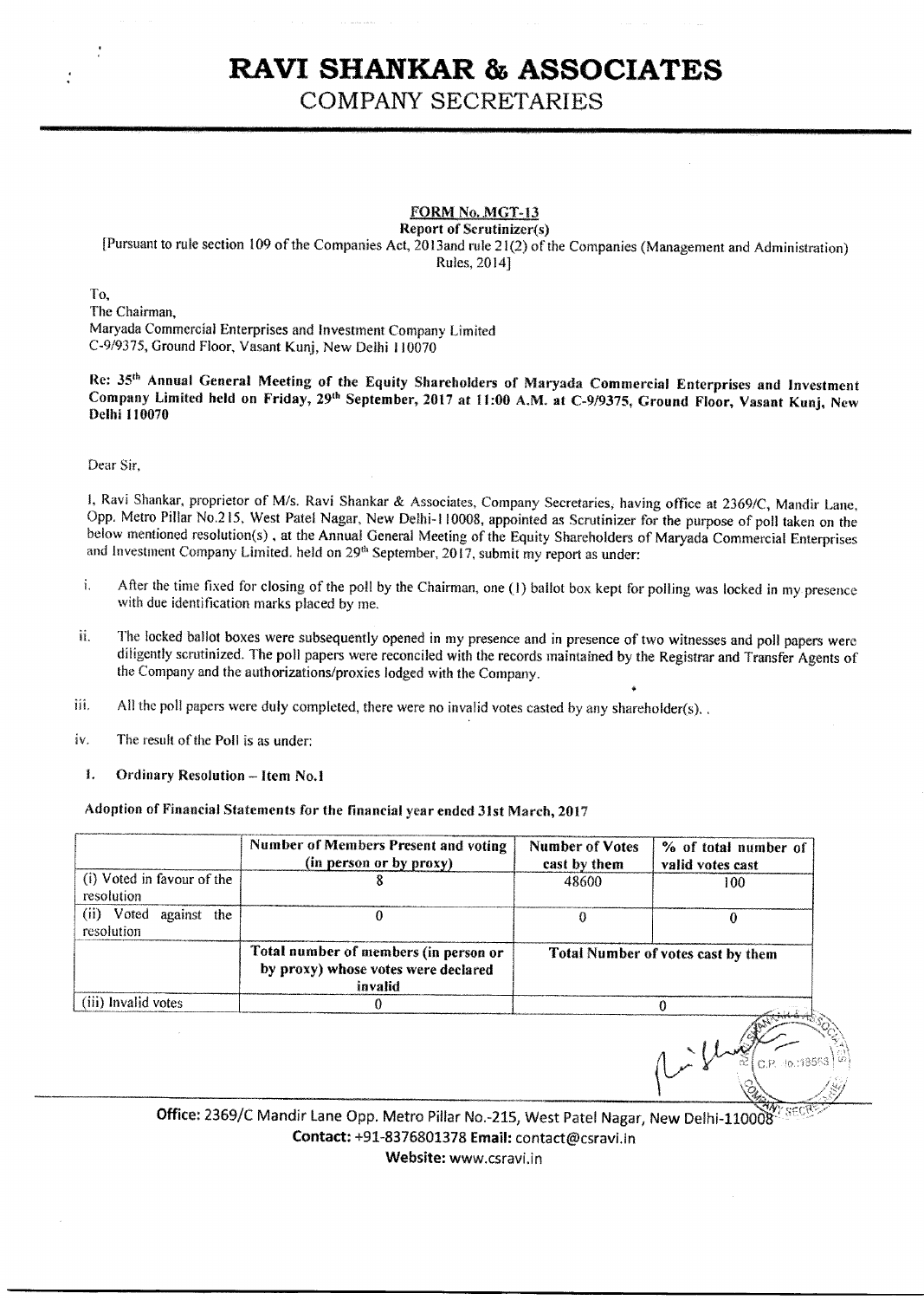# RAVI SHANKAR & ASSOCIATES

## COMPANY SECRETARIES

**FORM No. MGT-13**

**Report of Scrutinizer(s)**

[Pursuant to rule section 109 of the Companies Act, 2013and rule 21(2) of the Companies (Management and Administration) Rules, 2014]

To,
The Chairman,
Maryada Commercial Enterprises and Investment Company Limited
C-9/9375, Ground Floor, Vasant Kunj, New Delhi 110070

**Re: 35th Annual General Meeting of the Equity Shareholders of Maryada Commercial Enterprises and Investment Company Limited held on Friday, 29th September, 2017 at 11:00 A.M. at C-9/9375, Ground Floor, Vasant Kunj, New Delhi 110070**

Dear Sir,

I, Ravi Shankar, proprietor of M/s. Ravi Shankar & Associates, Company Secretaries, having office at 2369/C, Mandir Lane, Opp. Metro Pillar No.215, West Patel Nagar, New Delhi-110008, appointed as Scrutinizer for the purpose of poll taken on the below mentioned resolution(s) , at the Annual General Meeting of the Equity Shareholders of Maryada Commercial Enterprises and Investment Company Limited. held on 29th September, 2017, submit my report as under:

i. After the time fixed for closing of the poll by the Chairman, one (1) ballot box kept for polling was locked in my presence with due identification marks placed by me.

ii. The locked ballot boxes were subsequently opened in my presence and in presence of two witnesses and poll papers were diligently scrutinized. The poll papers were reconciled with the records maintained by the Registrar and Transfer Agents of the Company and the authorizations/proxies lodged with the Company.

iii. All the poll papers were duly completed, there were no invalid votes casted by any shareholder(s). .

iv. The result of the Poll is as under:

**1. Ordinary Resolution – Item No.1**

**Adoption of Financial Statements for the financial year ended 31st March, 2017**

| | Number of Members Present and voting (in person or by proxy) | Number of Votes cast by them | % of total number of valid votes cast |
|---|---|---|---|
| (i) Voted in favour of the resolution | 8 | 48600 | 100 |
| (ii) Voted against the resolution | 0 | 0 | 0 |
| | **Total number of members (in person or by proxy) whose votes were declared invalid** | **Total Number of votes cast by them** | |
| (iii) Invalid votes | 0 | 0 | |

Office: 2369/C Mandir Lane Opp. Metro Pillar No.-215, West Patel Nagar, New Delhi-110008
Contact: +91-8376801378 Email: contact@csravi.in
Website: www.csravi.in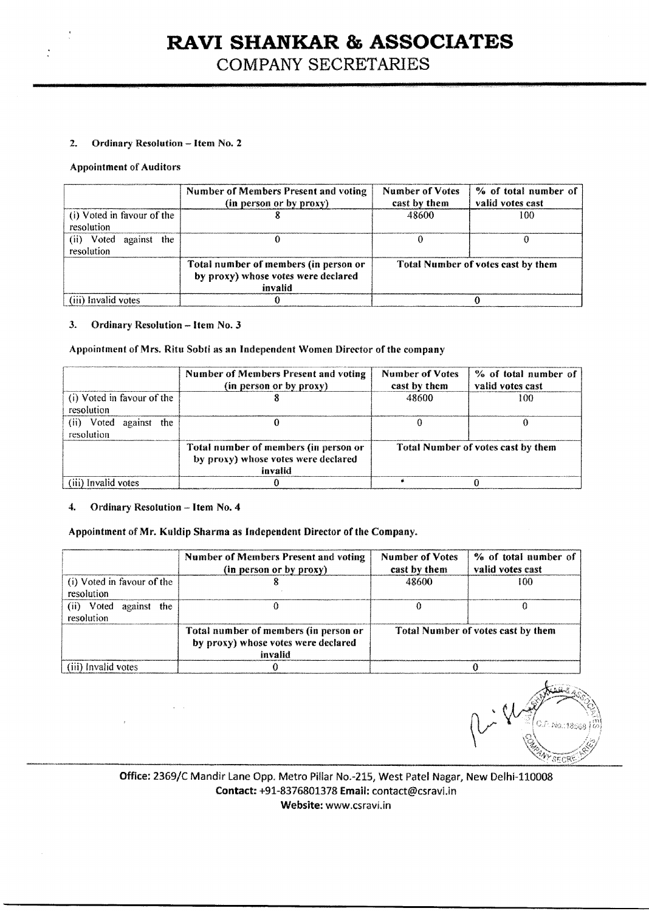# RAVI SHANKAR & ASSOCIATES
COMPANY SECRETARIES

**2. Ordinary Resolution – Item No. 2**

**Appointment of Auditors**

| | Number of Members Present and voting (in person or by proxy) | Number of Votes cast by them | % of total number of valid votes cast |
|---|---|---|---|
| (i) Voted in favour of the resolution | 8 | 48600 | 100 |
| (ii) Voted against the resolution | 0 | 0 | 0 |
| | Total number of members (in person or by proxy) whose votes were declared invalid | Total Number of votes cast by them | |
| (iii) Invalid votes | 0 | 0 | |

**3. Ordinary Resolution – Item No. 3**

**Appointment of Mrs. Ritu Sobti as an Independent Women Director of the company**

| | Number of Members Present and voting (in person or by proxy) | Number of Votes cast by them | % of total number of valid votes cast |
|---|---|---|---|
| (i) Voted in favour of the resolution | 8 | 48600 | 100 |
| (ii) Voted against the resolution | 0 | 0 | 0 |
| | Total number of members (in person or by proxy) whose votes were declared invalid | Total Number of votes cast by them | |
| (iii) Invalid votes | 0 | 0 | |

**4. Ordinary Resolution – Item No. 4**

**Appointment of Mr. Kuldip Sharma as Independent Director of the Company.**

| | Number of Members Present and voting (in person or by proxy) | Number of Votes cast by them | % of total number of valid votes cast |
|---|---|---|---|
| (i) Voted in favour of the resolution | 8 | 48600 | 100 |
| (ii) Voted against the resolution | 0 | 0 | 0 |
| | Total number of members (in person or by proxy) whose votes were declared invalid | Total Number of votes cast by them | |
| (iii) Invalid votes | 0 | 0 | |

**Office:** 2369/C Mandir Lane Opp. Metro Pillar No.-215, West Patel Nagar, New Delhi-110008
**Contact:** +91-8376801378 **Email:** contact@csravi.in
**Website:** www.csravi.in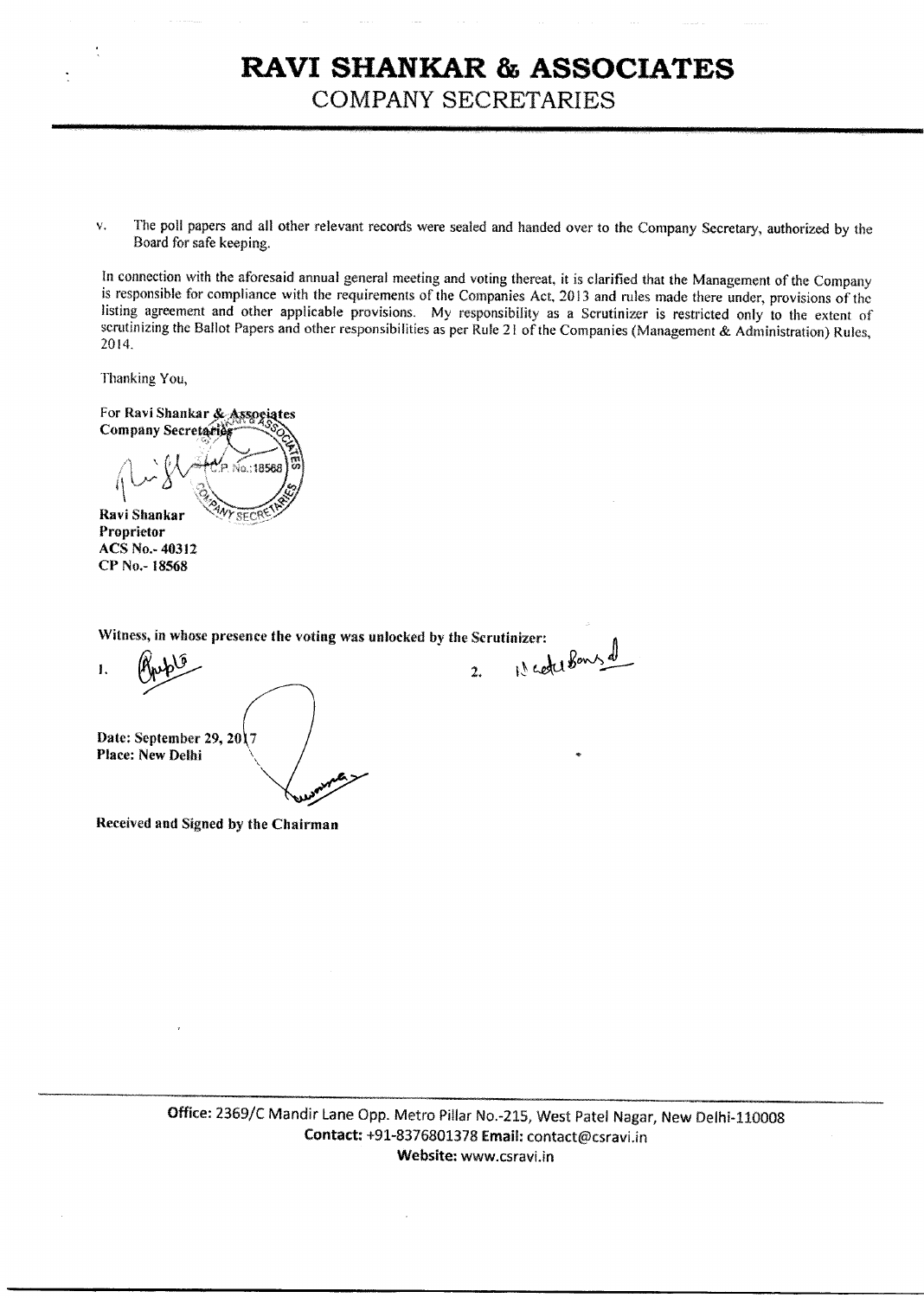# RAVI SHANKAR & ASSOCIATES

## COMPANY SECRETARIES

v. The poll papers and all other relevant records were sealed and handed over to the Company Secretary, authorized by the Board for safe keeping.

In connection with the aforesaid annual general meeting and voting thereat, it is clarified that the Management of the Company is responsible for compliance with the requirements of the Companies Act, 2013 and rules made there under, provisions of the listing agreement and other applicable provisions. My responsibility as a Scrutinizer is restricted only to the extent of scrutinizing the Ballot Papers and other responsibilities as per Rule 21 of the Companies (Management & Administration) Rules, 2014.

Thanking You,

**For Ravi Shankar & Associates**
**Company Secretaries**

**Ravi Shankar**
**Proprietor**
**ACS No.- 40312**
**CP No.- 18568**

**Witness, in whose presence the voting was unlocked by the Scrutinizer:**

1.

2.

**Date: September 29, 2017**
**Place: New Delhi**

**Received and Signed by the Chairman**

Office: 2369/C Mandir Lane Opp. Metro Pillar No.-215, West Patel Nagar, New Delhi-110008
**Contact:** +91-8376801378 **Email:** contact@csravi.in
**Website:** www.csravi.in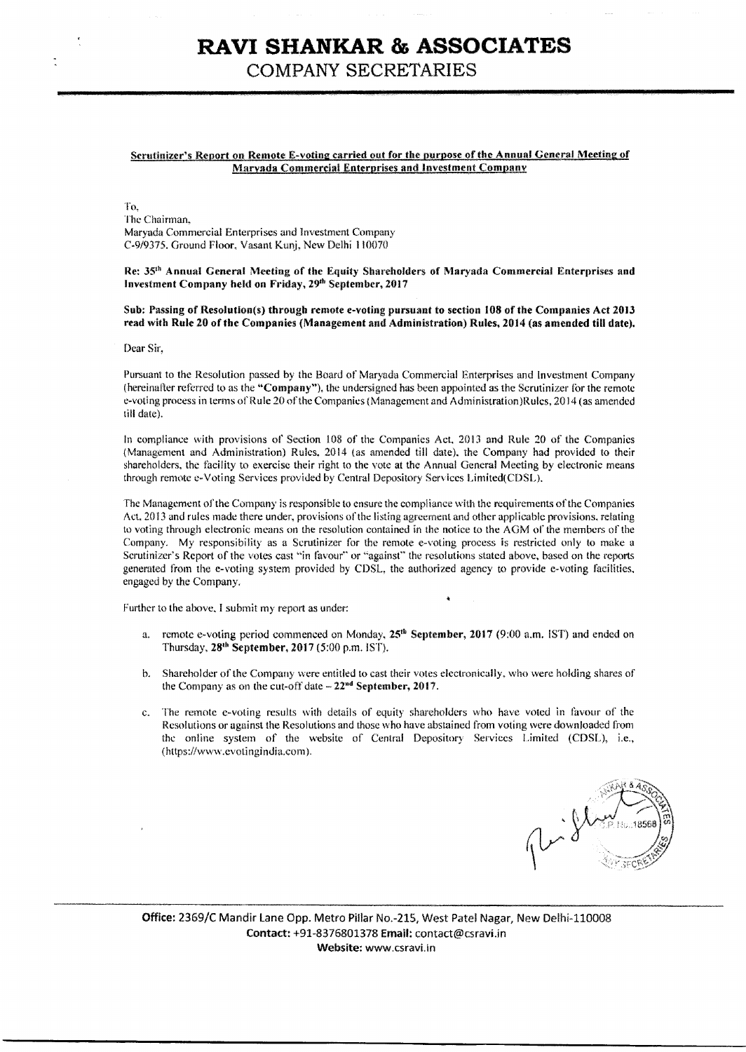# RAVI SHANKAR & ASSOCIATES

## COMPANY SECRETARIES

**Scrutinizer's Report on Remote E-voting carried out for the purpose of the Annual General Meeting of Maryada Commercial Enterprises and Investment Company**

To,
The Chairman,
Maryada Commercial Enterprises and Investment Company
C-9/9375, Ground Floor, Vasant Kunj, New Delhi 110070

**Re: 35th Annual General Meeting of the Equity Shareholders of Maryada Commercial Enterprises and Investment Company held on Friday, 29th September, 2017**

**Sub: Passing of Resolution(s) through remote e-voting pursuant to section 108 of the Companies Act 2013 read with Rule 20 of the Companies (Management and Administration) Rules, 2014 (as amended till date).**

Dear Sir,

Pursuant to the Resolution passed by the Board of Maryada Commercial Enterprises and Investment Company (hereinafter referred to as the **"Company"**), the undersigned has been appointed as the Scrutinizer for the remote e-voting process in terms of Rule 20 of the Companies (Management and Administration)Rules, 2014 (as amended till date).

In compliance with provisions of Section 108 of the Companies Act, 2013 and Rule 20 of the Companies (Management and Administration) Rules, 2014 (as amended till date), the Company had provided to their shareholders, the facility to exercise their right to the vote at the Annual General Meeting by electronic means through remote e-Voting Services provided by Central Depository Services Limited(CDSL).

The Management of the Company is responsible to ensure the compliance with the requirements of the Companies Act, 2013 and rules made there under, provisions of the listing agreement and other applicable provisions, relating to voting through electronic means on the resolution contained in the notice to the AGM of the members of the Company. My responsibility as a Scrutinizer for the remote e-voting process is restricted only to make a Scrutinizer's Report of the votes cast "in favour" or "against" the resolutions stated above, based on the reports generated from the e-voting system provided by CDSL, the authorized agency to provide e-voting facilities, engaged by the Company.

Further to the above, I submit my report as under:

a. remote e-voting period commenced on Monday, **25th September, 2017** (9:00 a.m. IST) and ended on Thursday, **28th September, 2017** (5:00 p.m. IST).

b. Shareholder of the Company were entitled to cast their votes electronically, who were holding shares of the Company as on the cut-off date – **22nd September, 2017**.

c. The remote e-voting results with details of equity shareholders who have voted in favour of the Resolutions or against the Resolutions and those who have abstained from voting were downloaded from the online system of the website of Central Depository Services Limited (CDSL), i.e., (https://www.evotingindia.com).

**Office:** 2369/C Mandir Lane Opp. Metro Pillar No.-215, West Patel Nagar, New Delhi-110008
**Contact:** +91-8376801378 **Email:** contact@csravi.in
**Website:** www.csravi.in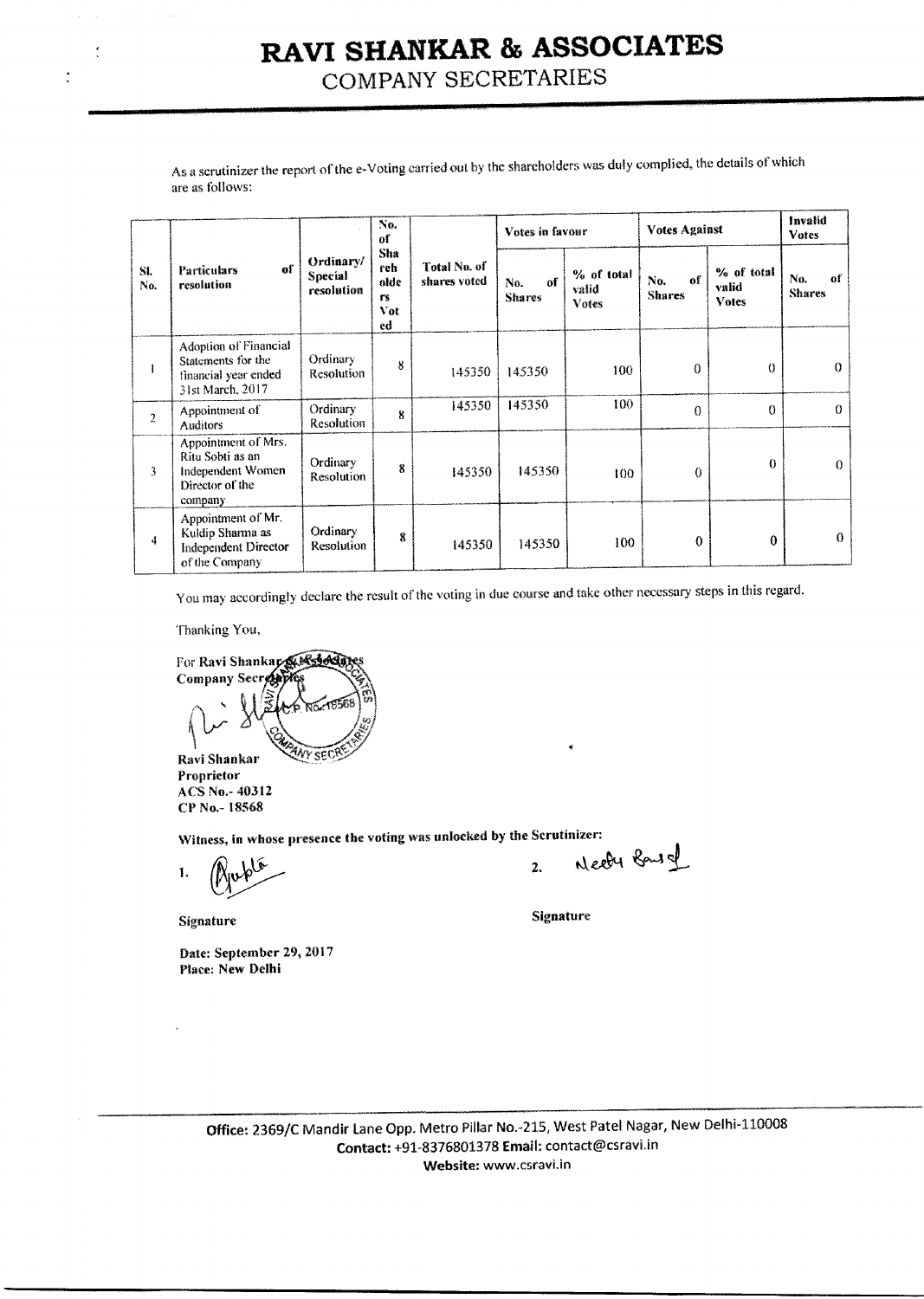# RAVI SHANKAR & ASSOCIATES

COMPANY SECRETARIES

As a scrutinizer the report of the e-Voting carried out by the shareholders was duly complied, the details of which are as follows:

| Sl. No. | Particulars of resolution | Ordinary/ Special resolution | No. of Shareholders Voted | Total No. of shares voted | Votes in favour | | Votes Against | | Invalid Votes |
|---|---|---|---|---|---|---|---|---|---|
| | | | | | No. of Shares | % of total valid Votes | No. of Shares | % of total valid Votes | No. of Shares |
| 1 | Adoption of Financial Statements for the financial year ended 31st March, 2017 | Ordinary Resolution | 8 | 145350 | 145350 | 100 | 0 | 0 | 0 |
| 2 | Appointment of Auditors | Ordinary Resolution | 8 | 145350 | 145350 | 100 | 0 | 0 | 0 |
| 3 | Appointment of Mrs. Ritu Sobti as an Independent Women Director of the company | Ordinary Resolution | 8 | 145350 | 145350 | 100 | 0 | 0 | 0 |
| 4 | Appointment of Mr. Kuldip Sharma as Independent Director of the Company | Ordinary Resolution | 8 | 145350 | 145350 | 100 | 0 | 0 | 0 |

You may accordingly declare the result of the voting in due course and take other necessary steps in this regard.

Thanking You,

**For Ravi Shankar & Associates**
**Company Secretaries**

**Ravi Shankar**
**Proprietor**
**ACS No.- 40312**
**CP No.- 18568**

**Witness, in whose presence the voting was unlocked by the Scrutinizer:**

1. **Signature**

2. **Signature**

**Date: September 29, 2017**
**Place: New Delhi**

**Office:** 2369/C Mandir Lane Opp. Metro Pillar No.-215, West Patel Nagar, New Delhi-110008
**Contact:** +91-8376801378 **Email:** contact@csravi.in
**Website:** www.csravi.in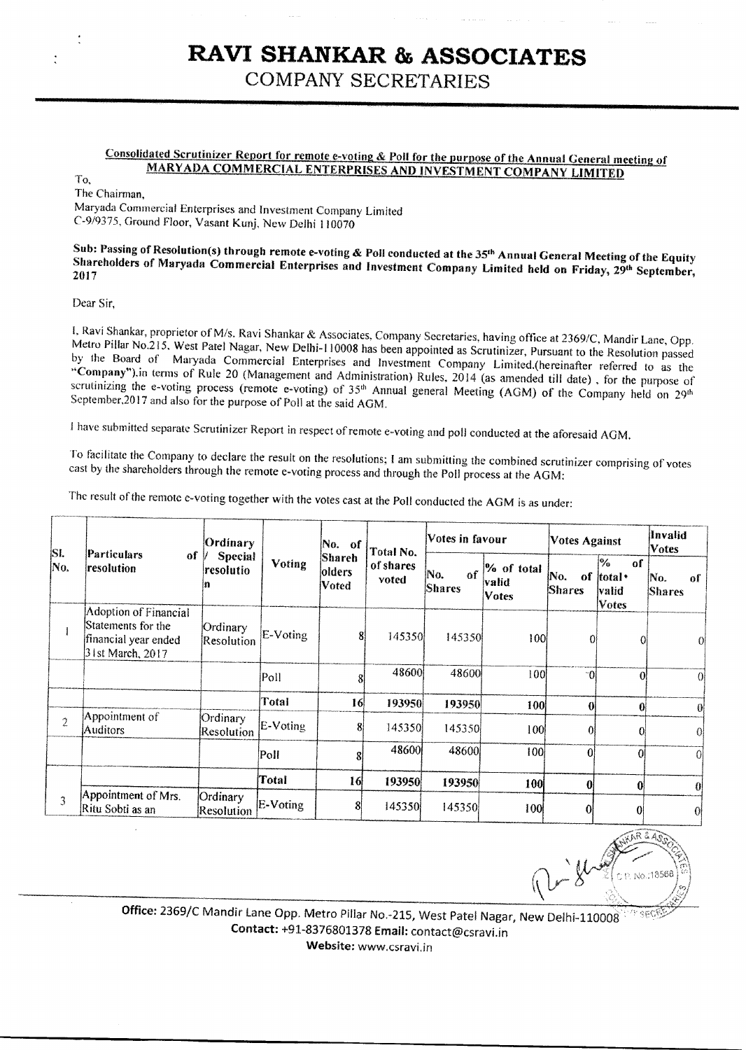# RAVI SHANKAR & ASSOCIATES

COMPANY SECRETARIES

**Consolidated Scrutinizer Report for remote e-voting & Poll for the purpose of the Annual General meeting of MARYADA COMMERCIAL ENTERPRISES AND INVESTMENT COMPANY LIMITED**

To,
The Chairman,
Maryada Commercial Enterprises and Investment Company Limited
C-9/9375, Ground Floor, Vasant Kunj, New Delhi 110070

**Sub: Passing of Resolution(s) through remote e-voting & Poll conducted at the 35th Annual General Meeting of the Equity Shareholders of Maryada Commercial Enterprises and Investment Company Limited held on Friday, 29th September, 2017**

Dear Sir,

I, Ravi Shankar, proprietor of M/s. Ravi Shankar & Associates, Company Secretaries, having office at 2369/C, Mandir Lane, Opp. Metro Pillar No.215, West Patel Nagar, New Delhi-110008 has been appointed as Scrutinizer, Pursuant to the Resolution passed by the Board of Maryada Commercial Enterprises and Investment Company Limited.(hereinafter referred to as the "Company").in terms of Rule 20 (Management and Administration) Rules, 2014 (as amended till date) , for the purpose of scrutinizing the e-voting process (remote e-voting) of 35th Annual general Meeting (AGM) of the Company held on 29th September,2017 and also for the purpose of Poll at the said AGM.

I have submitted separate Scrutinizer Report in respect of remote e-voting and poll conducted at the aforesaid AGM.

To facilitate the Company to declare the result on the resolutions; I am submitting the combined scrutinizer comprising of votes cast by the shareholders through the remote e-voting process and through the Poll process at the AGM:

The result of the remote e-voting together with the votes cast at the Poll conducted the AGM is as under:

| Sl. No. | Particulars of resolution | Ordinary / Special resolution | Voting | No. of Shareholders Voted | Total No. of shares voted | Votes in favour | | Votes Against | | Invalid Votes |
|---|---|---|---|---|---|---|---|---|---|---|
| | | | | | | No. of Shares | % of total valid Votes | No. of Shares | % of total valid Votes | No. of Shares |
| 1 | Adoption of Financial Statements for the financial year ended 31st March, 2017 | Ordinary Resolution | E-Voting | 8 | 145350 | 145350 | 100 | 0 | 0 | 0 |
| | | | Poll | 8 | 48600 | 48600 | 100 | 0 | 0 | 0 |
| | | | **Total** | **16** | **193950** | **193950** | **100** | **0** | **0** | **0** |
| 2 | Appointment of Auditors | Ordinary Resolution | E-Voting | 8 | 145350 | 145350 | 100 | 0 | 0 | 0 |
| | | | Poll | 8 | 48600 | 48600 | 100 | 0 | 0 | 0 |
| | | | **Total** | **16** | **193950** | **193950** | **100** | **0** | **0** | **0** |
| 3 | Appointment of Mrs. Ritu Sobti as an | Ordinary Resolution | E-Voting | 8 | 145350 | 145350 | 100 | 0 | 0 | 0 |

**Office:** 2369/C Mandir Lane Opp. Metro Pillar No.-215, West Patel Nagar, New Delhi-110008
**Contact:** +91-8376801378 **Email:** contact@csravi.in
**Website:** www.csravi.in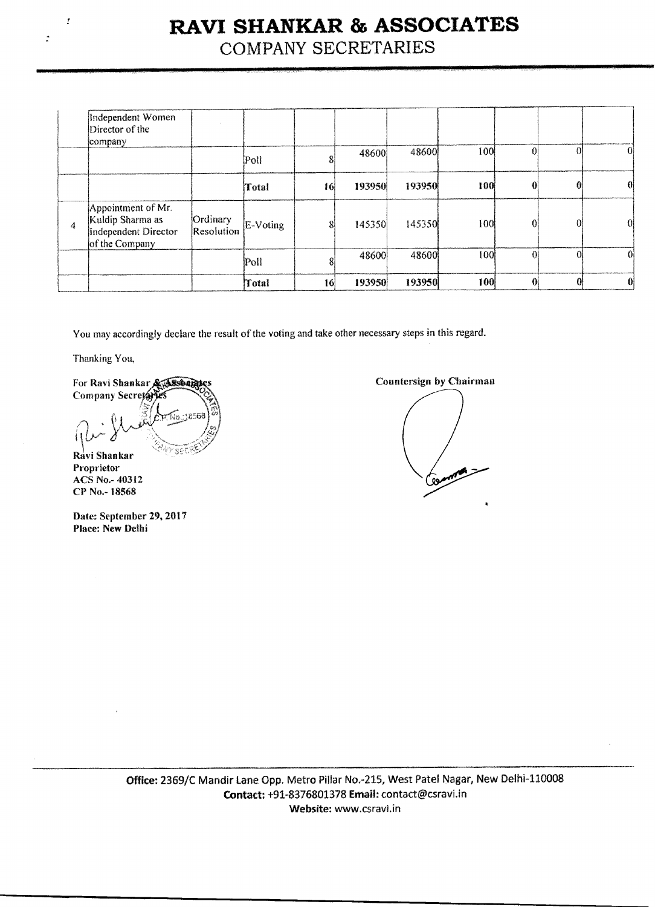# RAVI SHANKAR & ASSOCIATES

COMPANY SECRETARIES

| | | | | | | | | | | |
|---|---|---|---|---|---|---|---|---|---|---|
| | Independent Women Director of the company | | | | | | | | | |
| | | | Poll | 8 | 48600 | 48600 | 100 | 0 | 0 | 0 |
| | | | **Total** | **16** | **193950** | **193950** | **100** | **0** | **0** | **0** |
| 4 | Appointment of Mr. Kuldip Sharma as Independent Director of the Company | Ordinary Resolution | E-Voting | 8 | 145350 | 145350 | 100 | 0 | 0 | 0 |
| | | | Poll | 8 | 48600 | 48600 | 100 | 0 | 0 | 0 |
| | | | **Total** | **16** | **193950** | **193950** | **100** | **0** | **0** | **0** |

You may accordingly declare the result of the voting and take other necessary steps in this regard.

Thanking You,

**For Ravi Shankar & Associates**
**Company Secretaries**

**Ravi Shankar**
**Proprietor**
**ACS No.- 40312**
**CP No.- 18568**

**Date: September 29, 2017**
**Place: New Delhi**

**Countersign by Chairman**

**Office:** 2369/C Mandir Lane Opp. Metro Pillar No.-215, West Patel Nagar, New Delhi-110008
**Contact:** +91-8376801378 **Email:** contact@csravi.in
**Website:** www.csravi.in